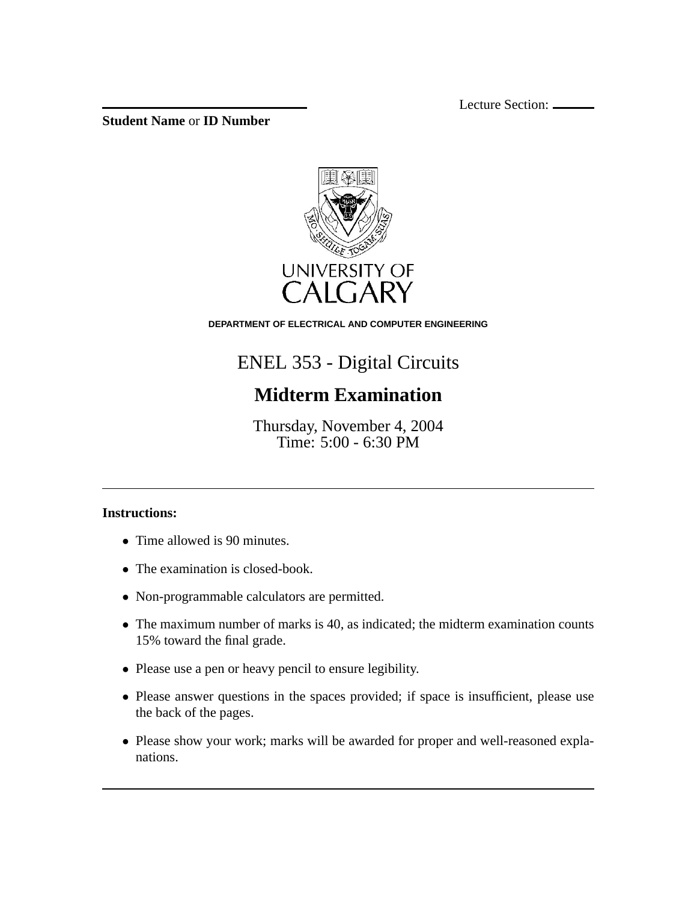Lecture Section: ______

______________________________

**Student Name** or **ID Number**

UNIVERSITY OF CALGARY

**DEPARTMENT OF ELECTRICAL AND COMPUTER ENGINEERING**

# ENEL 353 - Digital Circuits

## Midterm Examination

Thursday, November 4, 2004
Time: 5:00 - 6:30 PM

---

**Instructions:**

- Time allowed is 90 minutes.
- The examination is closed-book.
- Non-programmable calculators are permitted.
- The maximum number of marks is 40, as indicated; the midterm examination counts 15% toward the final grade.
- Please use a pen or heavy pencil to ensure legibility.
- Please answer questions in the spaces provided; if space is insufficient, please use the back of the pages.
- Please show your work; marks will be awarded for proper and well-reasoned explanations.

---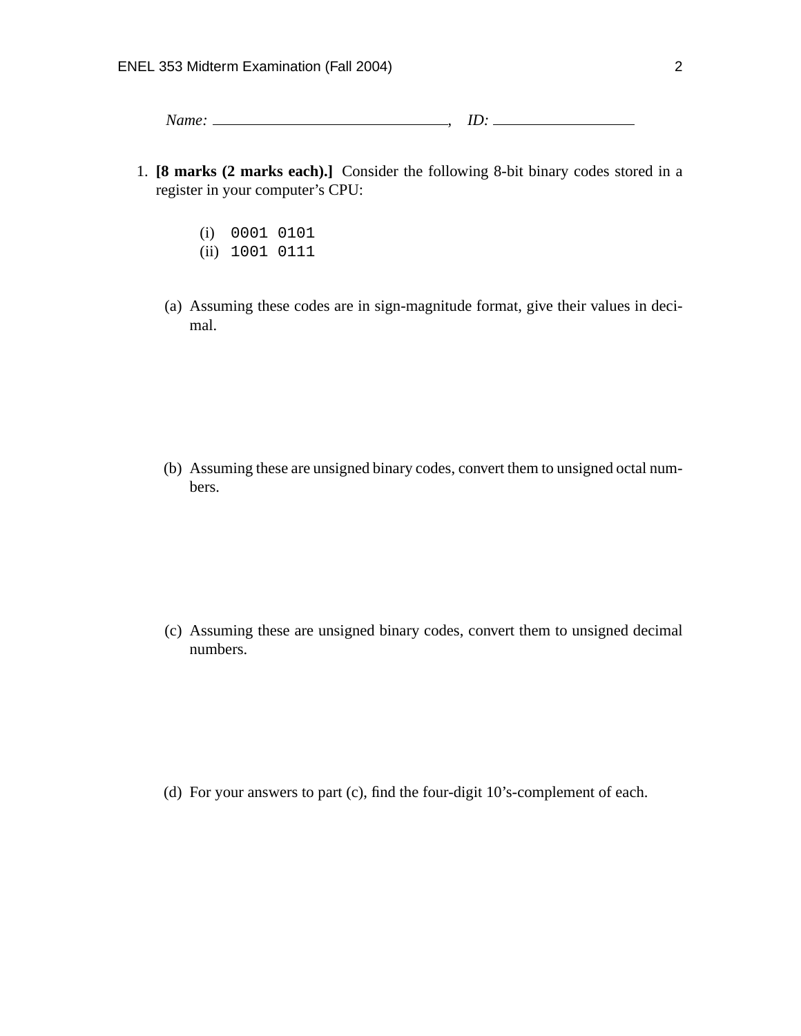*Name:* ______________________________, *ID:* __________________

1. **[8 marks (2 marks each).]** Consider the following 8-bit binary codes stored in a register in your computer's CPU:

   (i) `0001 0101`
   (ii) `1001 0111`

   (a) Assuming these codes are in sign-magnitude format, give their values in decimal.

   (b) Assuming these are unsigned binary codes, convert them to unsigned octal numbers.

   (c) Assuming these are unsigned binary codes, convert them to unsigned decimal numbers.

   (d) For your answers to part (c), find the four-digit 10's-complement of each.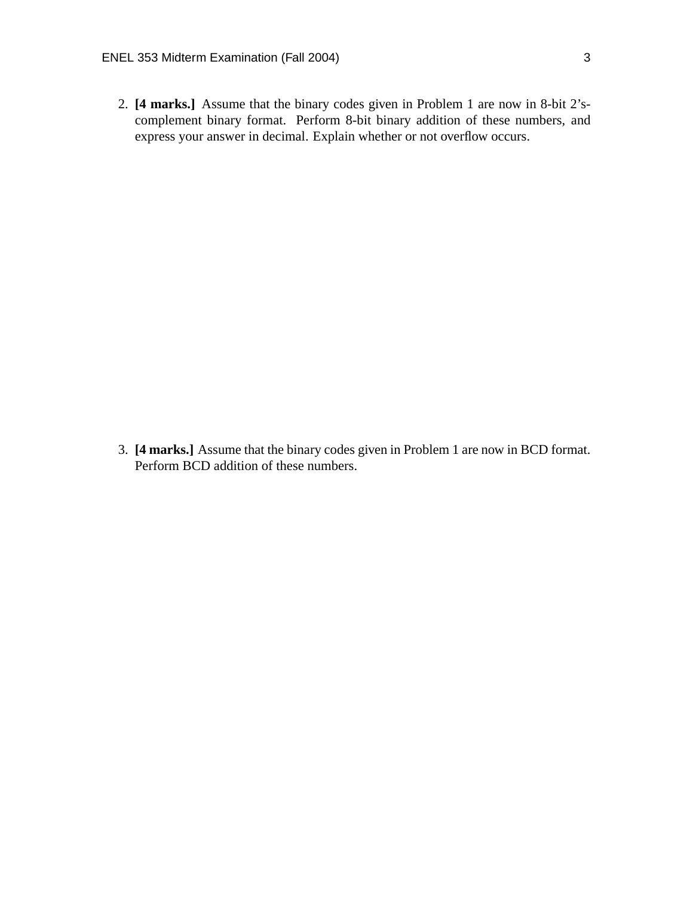2. **[4 marks.]** Assume that the binary codes given in Problem 1 are now in 8-bit 2's-complement binary format. Perform 8-bit binary addition of these numbers, and express your answer in decimal. Explain whether or not overflow occurs.

3. **[4 marks.]** Assume that the binary codes given in Problem 1 are now in BCD format. Perform BCD addition of these numbers.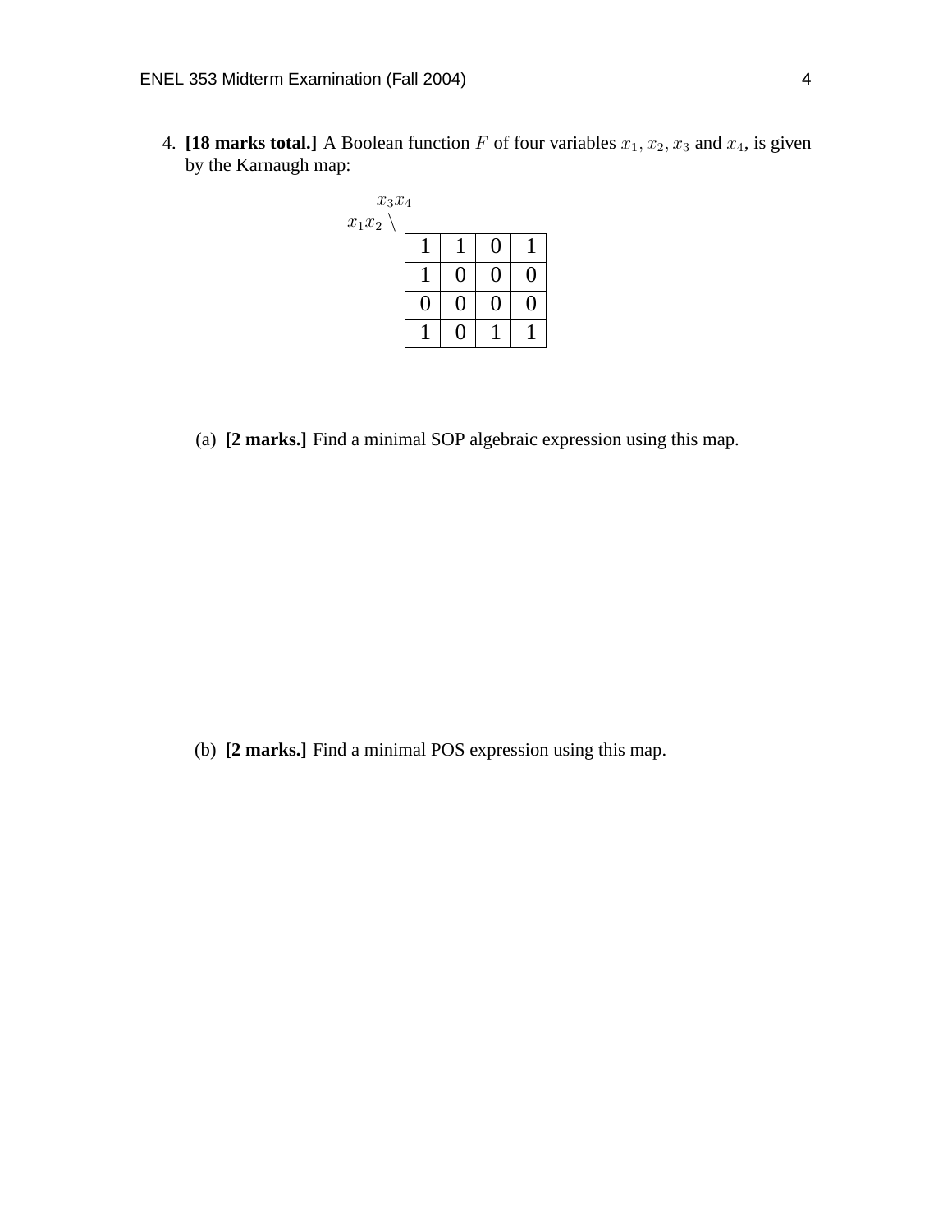4. **[18 marks total.]** A Boolean function $F$ of four variables $x_1, x_2, x_3$ and $x_4$, is given by the Karnaugh map:

$x_3x_4$
$x_1x_2 \setminus$

| | | | |
|---|---|---|---|
| 1 | 1 | 0 | 1 |
| 1 | 0 | 0 | 0 |
| 0 | 0 | 0 | 0 |
| 1 | 0 | 1 | 1 |

(a) **[2 marks.]** Find a minimal SOP algebraic expression using this map.

(b) **[2 marks.]** Find a minimal POS expression using this map.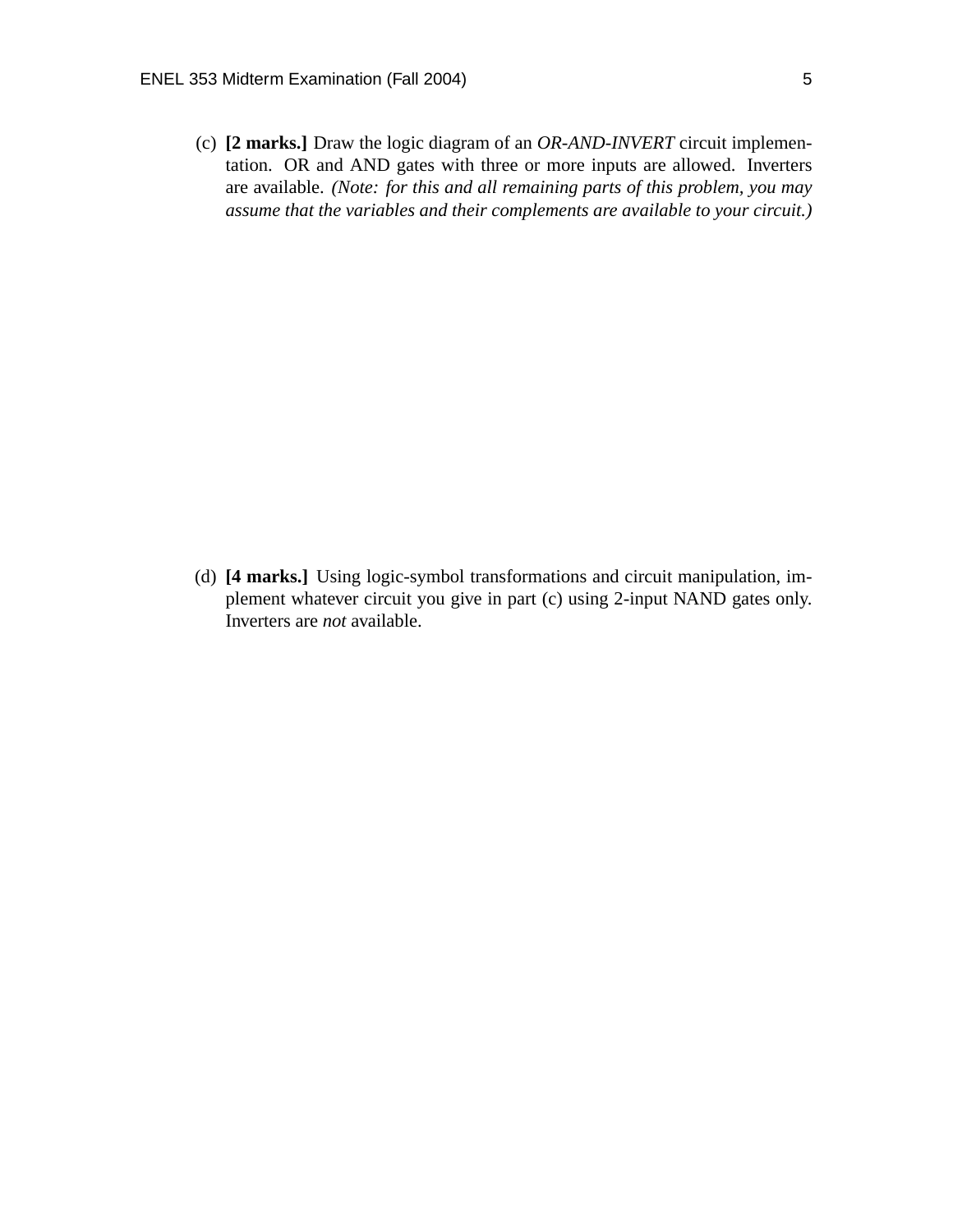(c) **[2 marks.]** Draw the logic diagram of an *OR-AND-INVERT* circuit implementation. OR and AND gates with three or more inputs are allowed. Inverters are available. *(Note: for this and all remaining parts of this problem, you may assume that the variables and their complements are available to your circuit.)*

(d) **[4 marks.]** Using logic-symbol transformations and circuit manipulation, implement whatever circuit you give in part (c) using 2-input NAND gates only. Inverters are *not* available.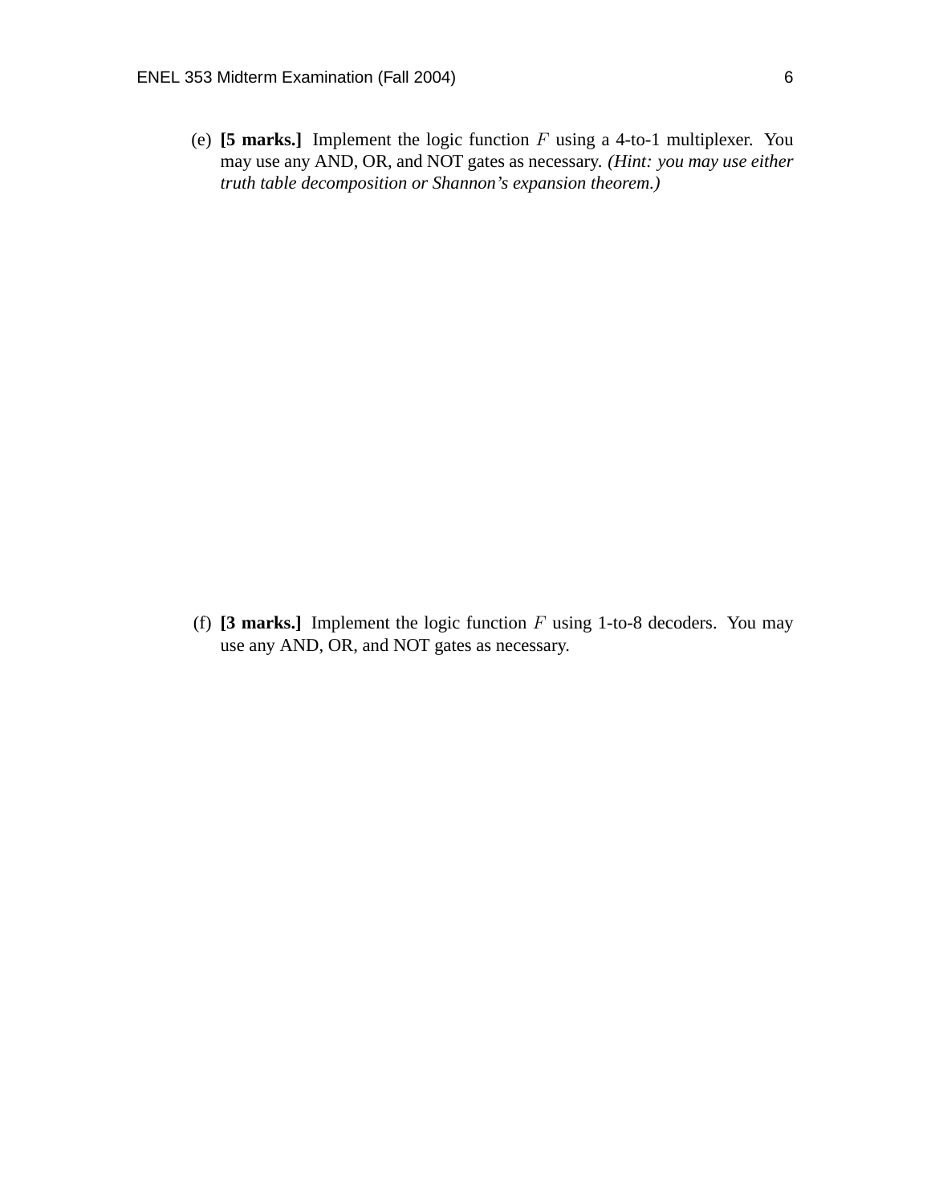(e) **[5 marks.]** Implement the logic function $F$ using a 4-to-1 multiplexer. You may use any AND, OR, and NOT gates as necessary. *(Hint: you may use either truth table decomposition or Shannon's expansion theorem.)*

(f) **[3 marks.]** Implement the logic function $F$ using 1-to-8 decoders. You may use any AND, OR, and NOT gates as necessary.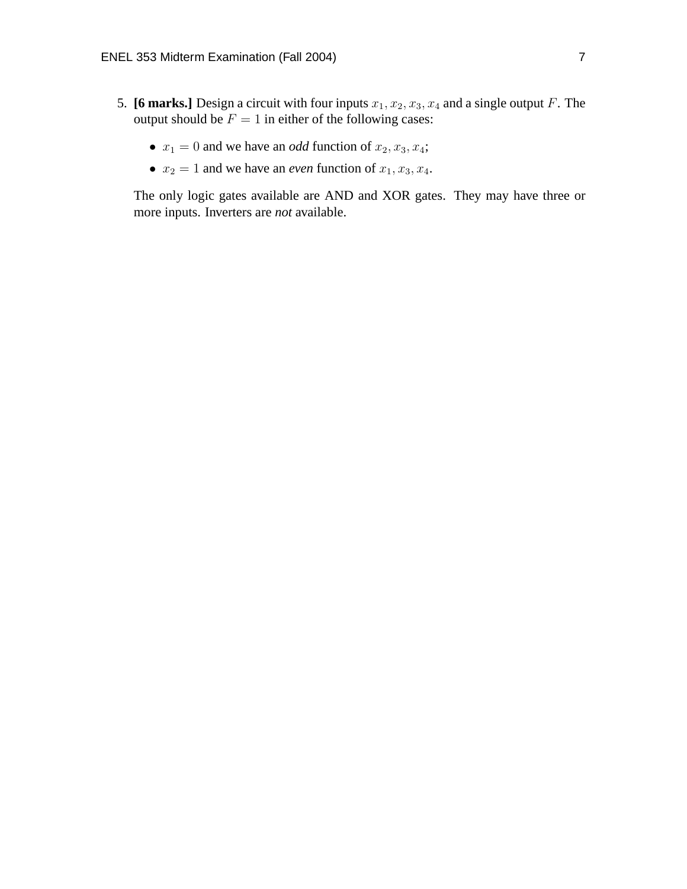5. **[6 marks.]** Design a circuit with four inputs $x_1, x_2, x_3, x_4$ and a single output $F$. The output should be $F = 1$ in either of the following cases:

   - $x_1 = 0$ and we have an *odd* function of $x_2, x_3, x_4$;
   - $x_2 = 1$ and we have an *even* function of $x_1, x_3, x_4$.

   The only logic gates available are AND and XOR gates. They may have three or more inputs. Inverters are *not* available.